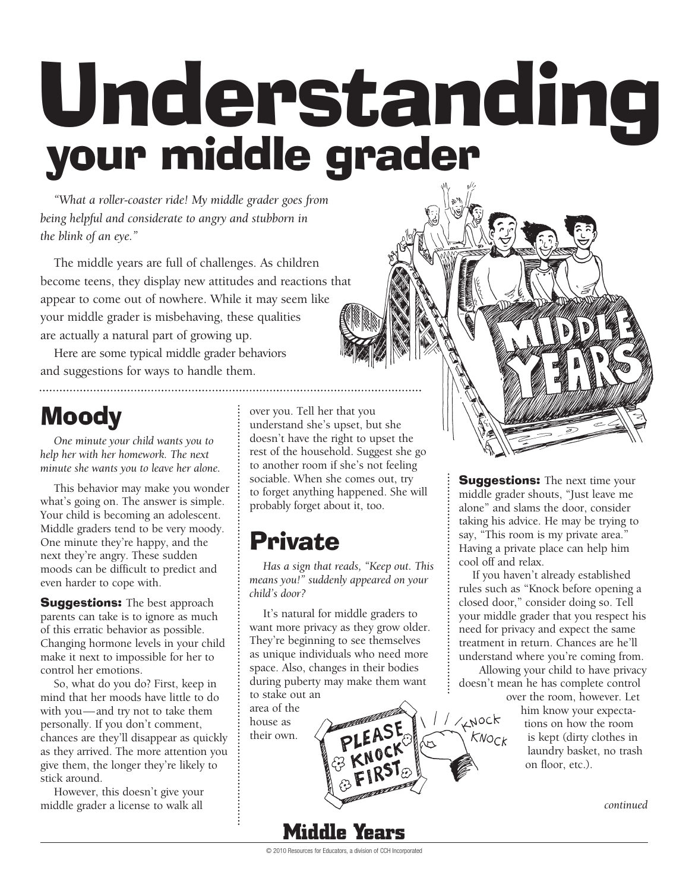# Understanding your middle grader

*"What a roller-coaster ride! My middle grader goes from being helpful and considerate to angry and stubborn in the blink of an eye."*

The middle years are full of challenges. As children become teens, they display new attitudes and reactions that appear to come out of nowhere. While it may seem like your middle grader is misbehaving, these qualities are actually a natural part of growing up.

Here are some typical middle grader behaviors and suggestions for ways to handle them.

## Moody

*One minute your child wants you to help her with her homework. The next minute she wants you to leave her alone.*

This behavior may make you wonder what's going on. The answer is simple. Your child is becoming an adolescent. Middle graders tend to be very moody. One minute they're happy, and the next they're angry. These sudden moods can be difficult to predict and even harder to cope with.

**Suggestions:** The best approach parents can take is to ignore as much of this erratic behavior as possible. Changing hormone levels in your child make it next to impossible for her to control her emotions.

So, what do you do? First, keep in mind that her moods have little to do with you—and try not to take them personally. If you don't comment, chances are they'll disappear as quickly as they arrived. The more attention you give them, the longer they're likely to stick around.

However, this doesn't give your middle grader a license to walk all over you. Tell her that you understand she's upset, but she doesn't have the right to upset the rest of the household. Suggest she go to another room if she's not feeling sociable. When she comes out, try to forget anything happened. She will probably forget about it, too.

## Private

*Has a sign that reads, "Keep out. This means you!" suddenly appeared on your child's door?*

It's natural for middle graders to want more privacy as they grow older. They're beginning to see themselves as unique individuals who need more space. Also, changes in their bodies during puberty may make them want to stake out an area of the house as their own.

**Suggestions:** The next time your middle grader shouts, "Just leave me alone" and slams the door, consider taking his advice. He may be trying to say, "This room is my private area." Having a private place can help him cool off and relax.

If you haven't already established rules such as "Knock before opening a closed door," consider doing so. Tell your middle grader that you respect his need for privacy and expect the same treatment in return. Chances are he'll understand where you're coming from.

Allowing your child to have privacy doesn't mean he has complete control over the room, however. Let him know your expectations on how the room is kept (dirty clothes in laundry basket, no trash on floor, etc.).

*continued*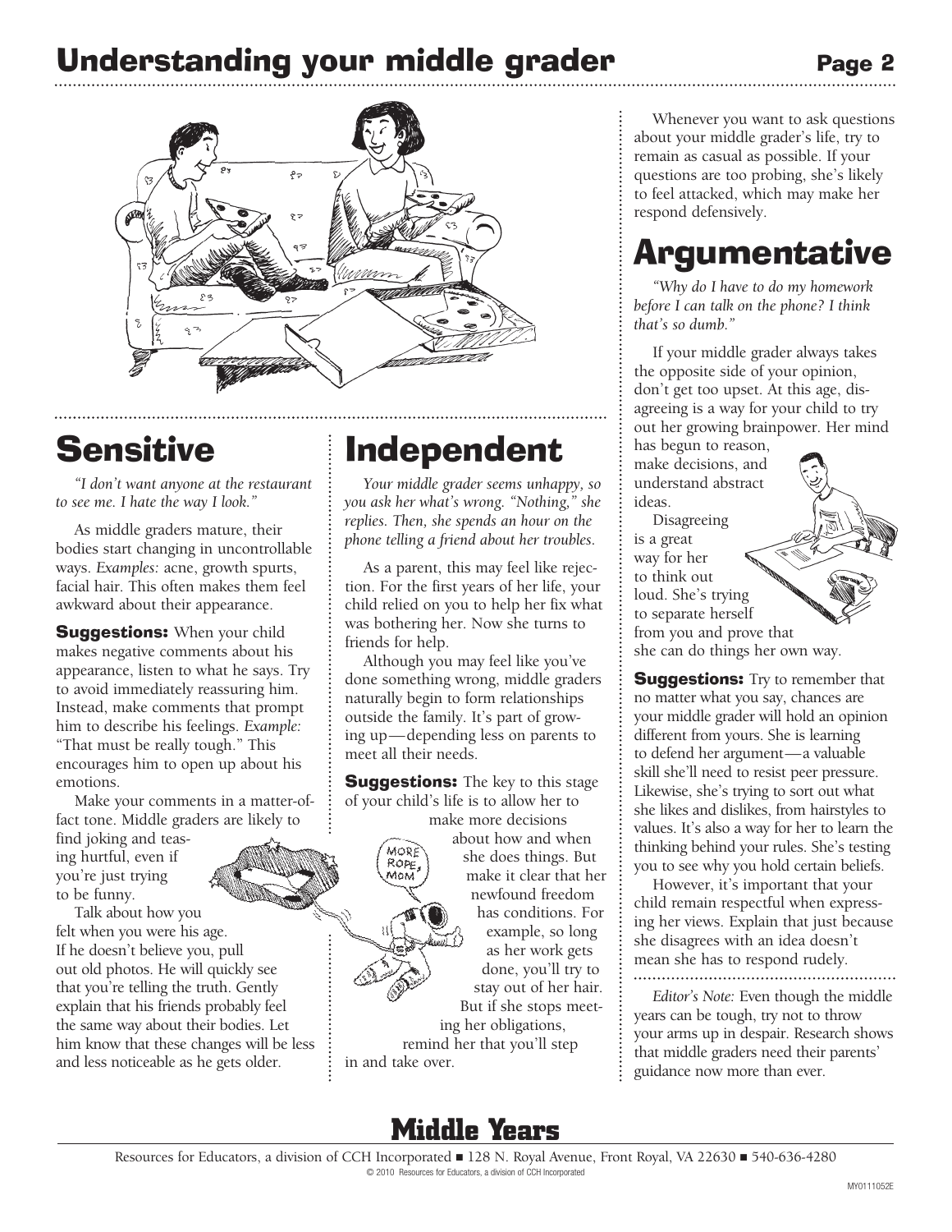## Sensitive

*"I don't want anyone at the restaurant to see me. I hate the way I look."*

As middle graders mature, their bodies start changing in uncontrollable ways. *Examples:* acne, growth spurts, facial hair. This often makes them feel awkward about their appearance.

**Suggestions:** When your child makes negative comments about his appearance, listen to what he says. Try to avoid immediately reassuring him. Instead, make comments that prompt him to describe his feelings. *Example:* "That must be really tough." This encourages him to open up about his emotions.

Make your comments in a matter-of-fact tone. Middle graders are likely to find joking and teasing hurtful, even if you're just trying to be funny.

Talk about how you felt when you were his age. If he doesn't believe you, pull out old photos. He will quickly see that you're telling the truth. Gently explain that his friends probably feel the same way about their bodies. Let him know that these changes will be less and less noticeable as he gets older.

## Independent

*Your middle grader seems unhappy, so you ask her what's wrong. "Nothing," she replies. Then, she spends an hour on the phone telling a friend about her troubles.*

As a parent, this may feel like rejection. For the first years of her life, your child relied on you to help her fix what was bothering her. Now she turns to friends for help.

Although you may feel like you've done something wrong, middle graders naturally begin to form relationships outside the family. It's part of growing up—depending less on parents to meet all their needs.

**Suggestions:** The key to this stage of your child's life is to allow her to make more decisions about how and when she does things. But make it clear that her newfound freedom has conditions. For example, so long as her work gets done, you'll try to stay out of her hair. But if she stops meeting her obligations, remind her that you'll step in and take over.

Whenever you want to ask questions about your middle grader's life, try to remain as casual as possible. If your questions are too probing, she's likely to feel attacked, which may make her respond defensively.

## Argumentative

*"Why do I have to do my homework before I can talk on the phone? I think that's so dumb."*

If your middle grader always takes the opposite side of your opinion, don't get too upset. At this age, disagreeing is a way for your child to try out her growing brainpower. Her mind has begun to reason, make decisions, and understand abstract ideas.

Disagreeing is a great way for her to think out loud. She's trying to separate herself from you and prove that she can do things her own way.

**Suggestions:** Try to remember that no matter what you say, chances are your middle grader will hold an opinion different from yours. She is learning to defend her argument—a valuable skill she'll need to resist peer pressure. Likewise, she's trying to sort out what she likes and dislikes, from hairstyles to values. It's also a way for her to learn the thinking behind your rules. She's testing you to see why you hold certain beliefs.

However, it's important that your child remain respectful when expressing her views. Explain that just because she disagrees with an idea doesn't mean she has to respond rudely.

*Editor's Note:* Even though the middle years can be tough, try not to throw your arms up in despair. Research shows that middle graders need their parents' guidance now more than ever.

**Middle Years**

Resources for Educators, a division of CCH Incorporated ■ 128 N. Royal Avenue, Front Royal, VA 22630 ■ 540-636-4280

© 2010 Resources for Educators, a division of CCH Incorporated

MY0111052E